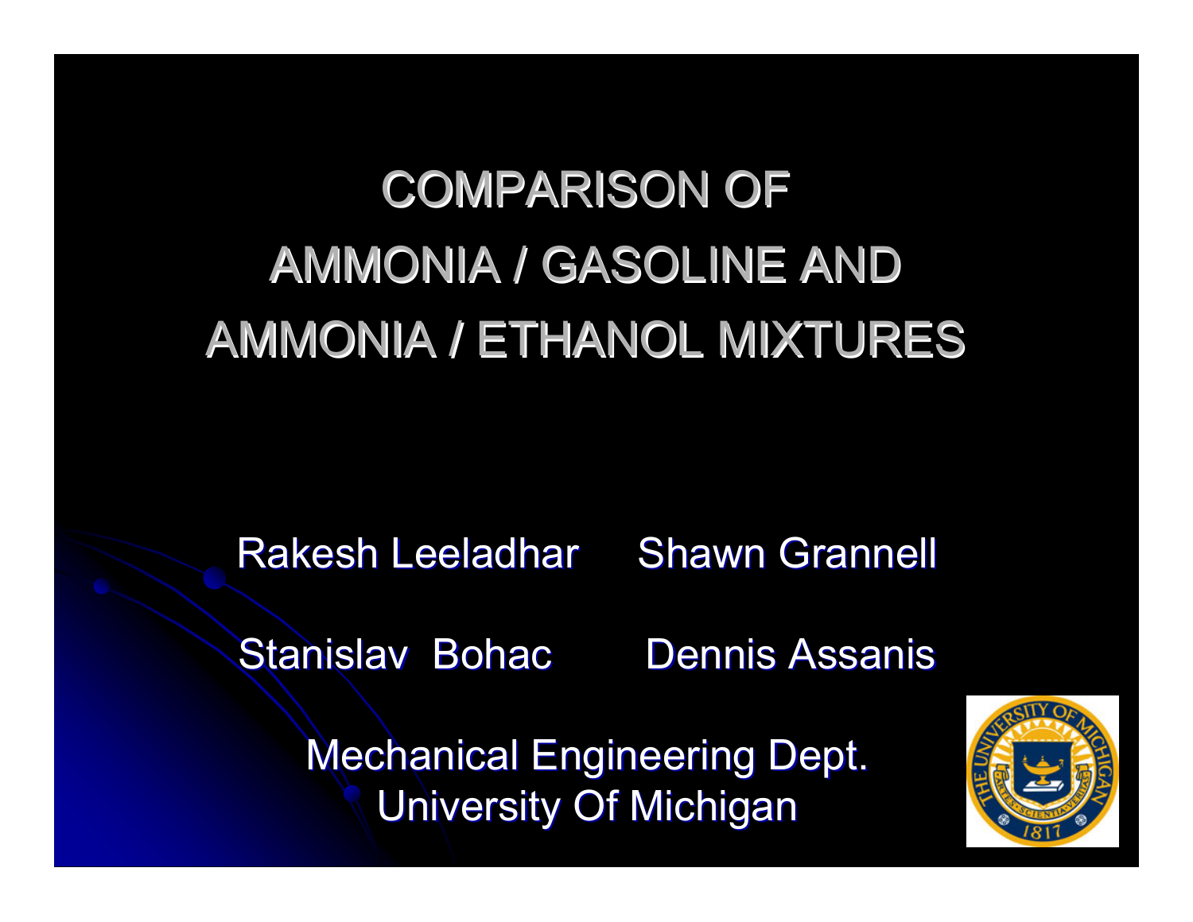# COMPARISON OF AMMONIA / GASOLINE AND AMMONIA / ETHANOL MIXTURES

Rakesh Leeladhar    Shawn Grannell

Stanislav Bohac    Dennis Assanis

Mechanical Engineering Dept.
University Of Michigan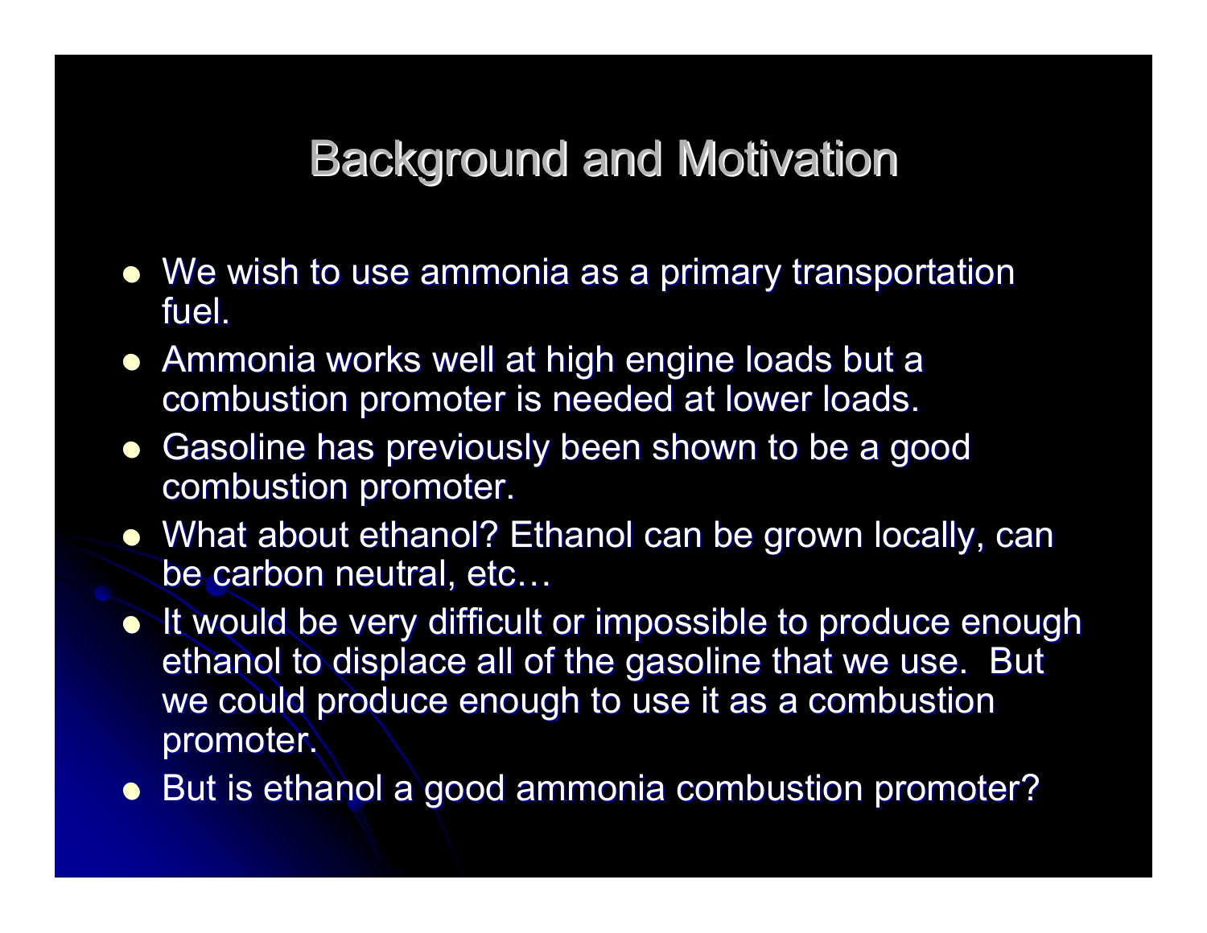# Background and Motivation

- We wish to use ammonia as a primary transportation fuel.
- Ammonia works well at high engine loads but a combustion promoter is needed at lower loads.
- Gasoline has previously been shown to be a good combustion promoter.
- What about ethanol? Ethanol can be grown locally, can be carbon neutral, etc…
- It would be very difficult or impossible to produce enough ethanol to displace all of the gasoline that we use. But we could produce enough to use it as a combustion promoter.
- But is ethanol a good ammonia combustion promoter?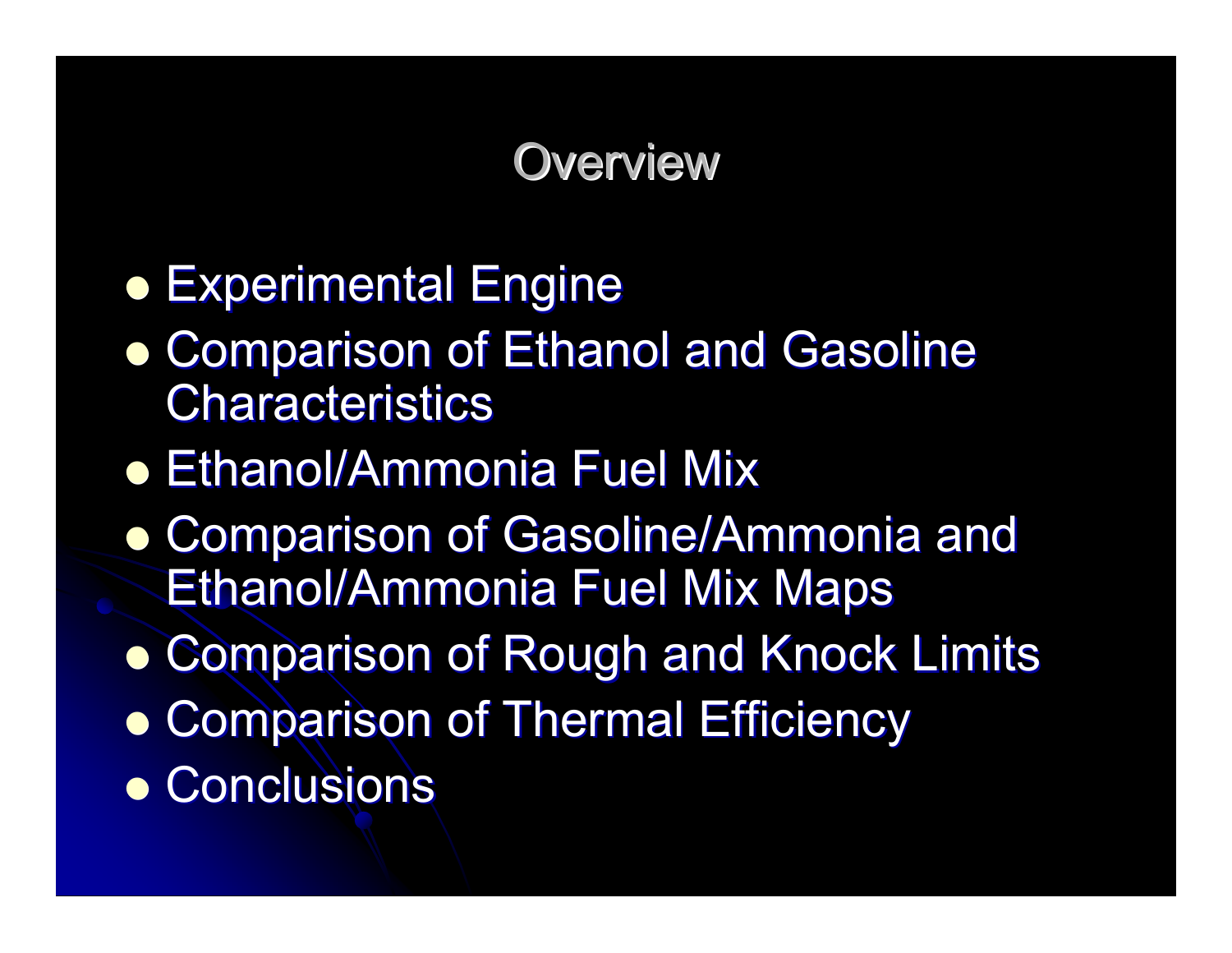# Overview

- Experimental Engine
- Comparison of Ethanol and Gasoline Characteristics
- Ethanol/Ammonia Fuel Mix
- Comparison of Gasoline/Ammonia and Ethanol/Ammonia Fuel Mix Maps
- Comparison of Rough and Knock Limits
- Comparison of Thermal Efficiency
- Conclusions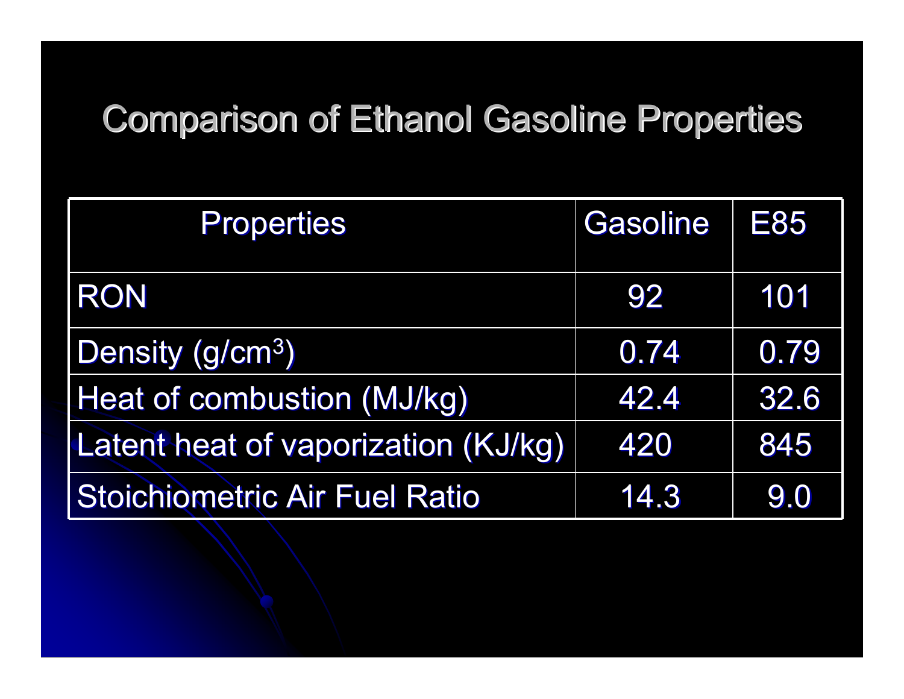# Comparison of Ethanol Gasoline Properties

| Properties | Gasoline | E85 |
| --- | --- | --- |
| RON | 92 | 101 |
| Density ($g/cm^3$) | 0.74 | 0.79 |
| Heat of combustion (MJ/kg) | 42.4 | 32.6 |
| Latent heat of vaporization (KJ/kg) | 420 | 845 |
| Stoichiometric Air Fuel Ratio | 14.3 | 9.0 |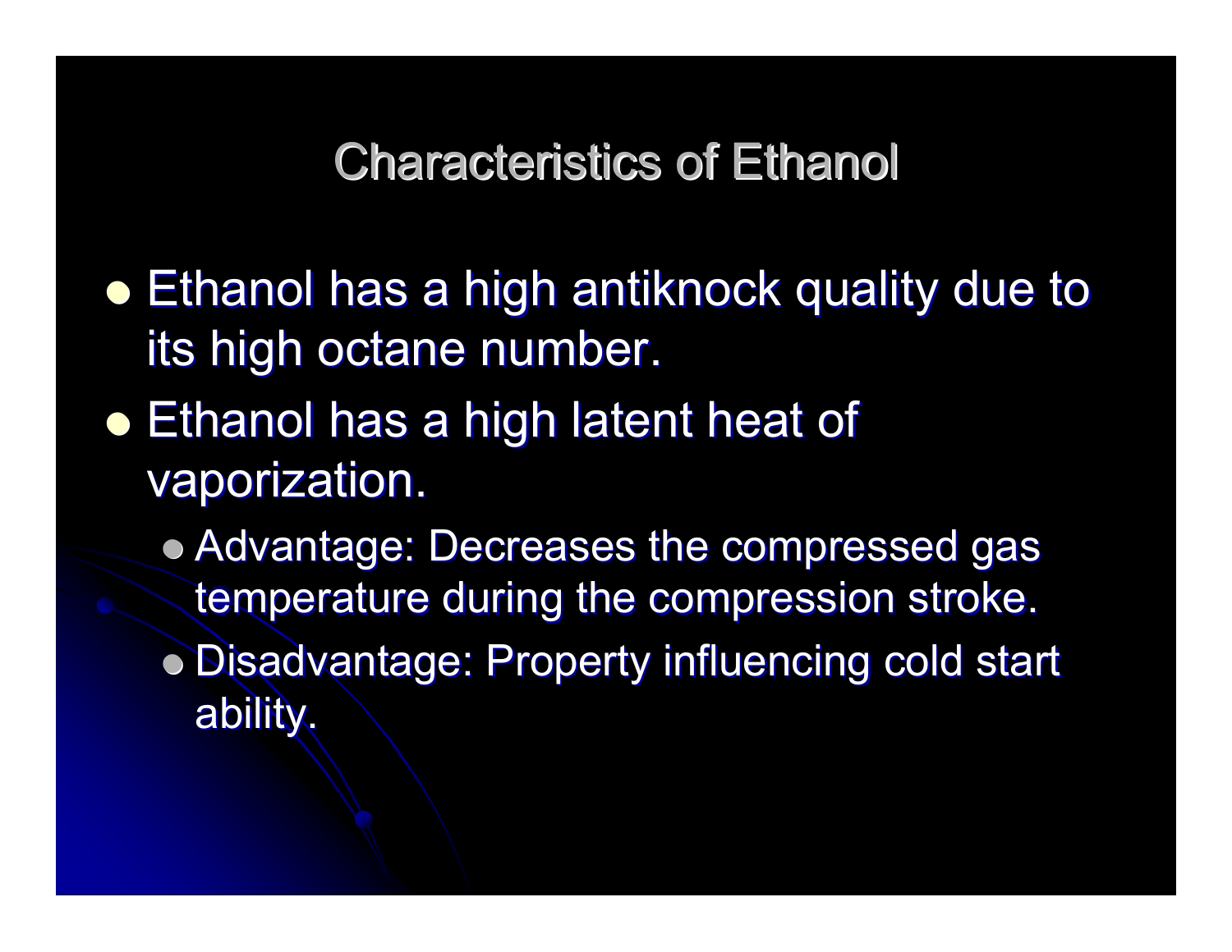# Characteristics of Ethanol

- Ethanol has a high antiknock quality due to its high octane number.
- Ethanol has a high latent heat of vaporization.
  - Advantage: Decreases the compressed gas temperature during the compression stroke.
  - Disadvantage: Property influencing cold start ability.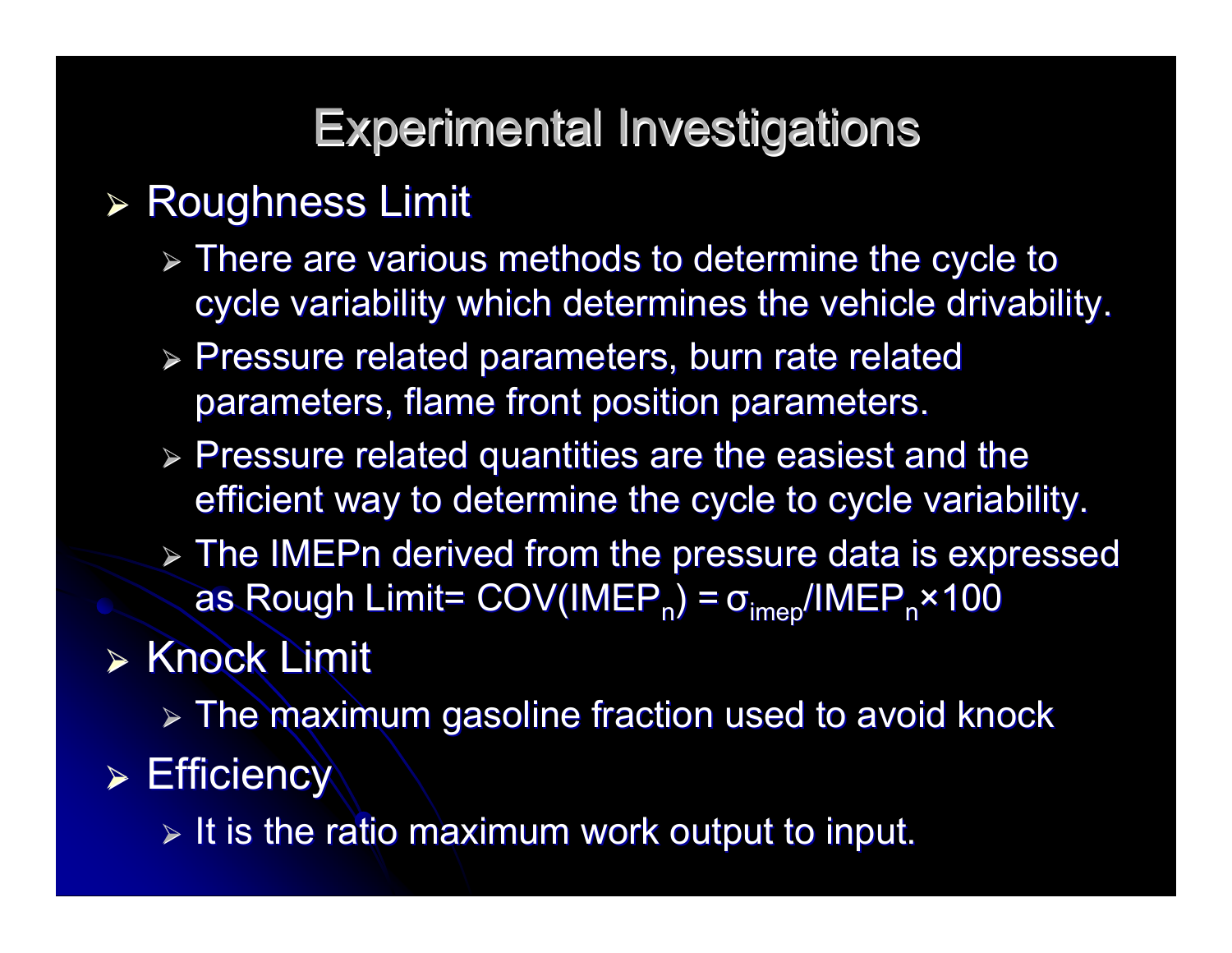# Experimental Investigations

- Roughness Limit
  - There are various methods to determine the cycle to cycle variability which determines the vehicle drivability.
  - Pressure related parameters, burn rate related parameters, flame front position parameters.
  - Pressure related quantities are the easiest and the efficient way to determine the cycle to cycle variability.
  - The IMEPn derived from the pressure data is expressed as Rough Limit= $COV(IMEP_n) = \sigma_{imep}/IMEP_n \times 100$
- Knock Limit
  - The maximum gasoline fraction used to avoid knock
- Efficiency
  - It is the ratio maximum work output to input.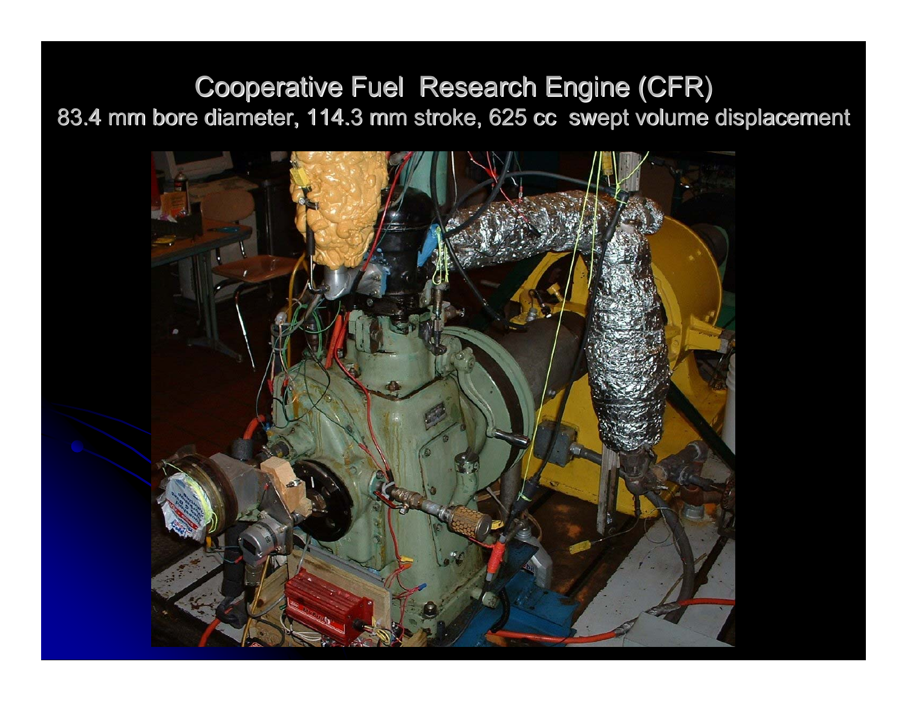# Cooperative Fuel Research Engine (CFR)

83.4 mm bore diameter, 114.3 mm stroke, 625 cc swept volume displacement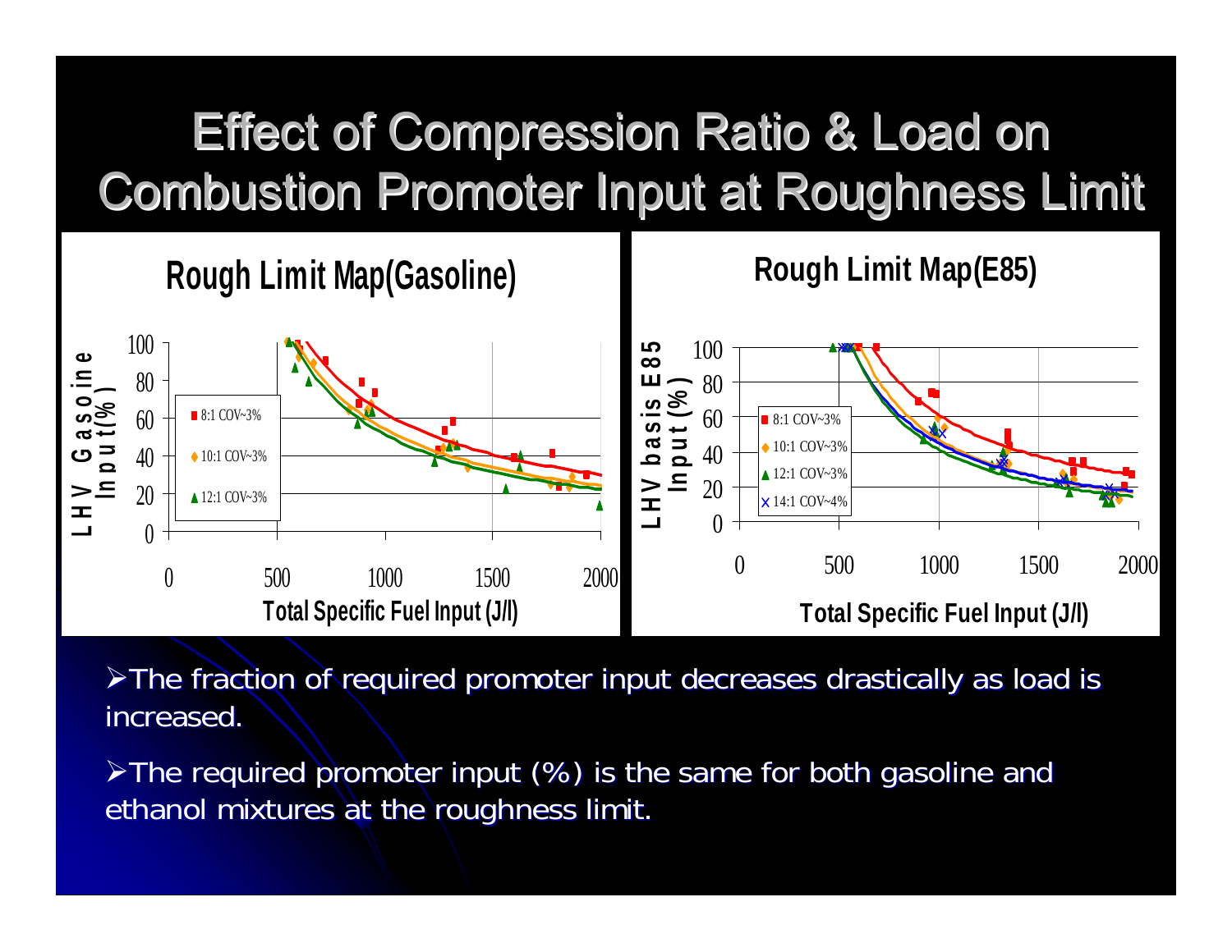# Effect of Compression Ratio & Load on Combustion Promoter Input at Roughness Limit

**Rough Limit Map(Gasoline)**

LHV Gasoline Input(%) vs. Total Specific Fuel Input (J/l)

Legend: 8:1 COV~3%, 10:1 COV~3%, 12:1 COV~3%

**Rough Limit Map(E85)**

LHV basis E85 Input (%) vs. Total Specific Fuel Input (J/l)

Legend: 8:1 COV~3%, 10:1 COV~3%, 12:1 COV~3%, 14:1 COV~4%

- The fraction of required promoter input decreases drastically as load is increased.
- The required promoter input (%) is the same for both gasoline and ethanol mixtures at the roughness limit.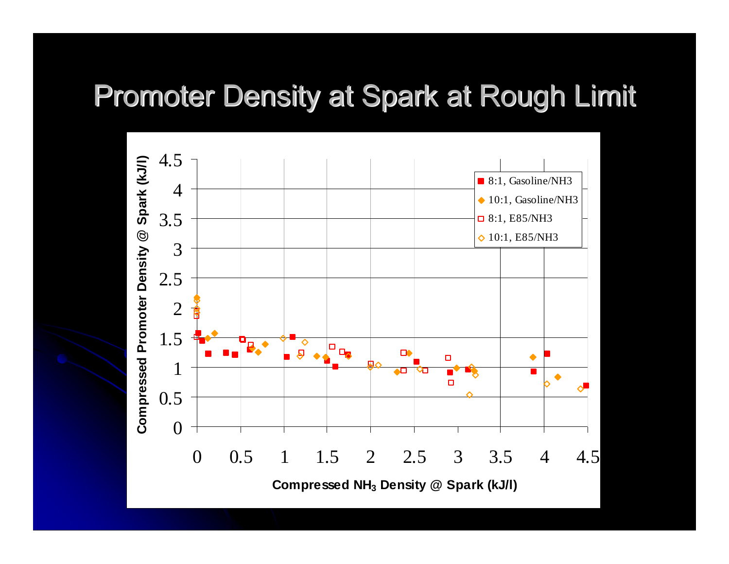# Promoter Density at Spark at Rough Limit

Compressed Promoter Density @ Spark (kJ/l)

Compressed $NH_3$ Density @ Spark (kJ/l)

- 8:1, Gasoline/NH3
- 10:1, Gasoline/NH3
- 8:1, E85/NH3
- 10:1, E85/NH3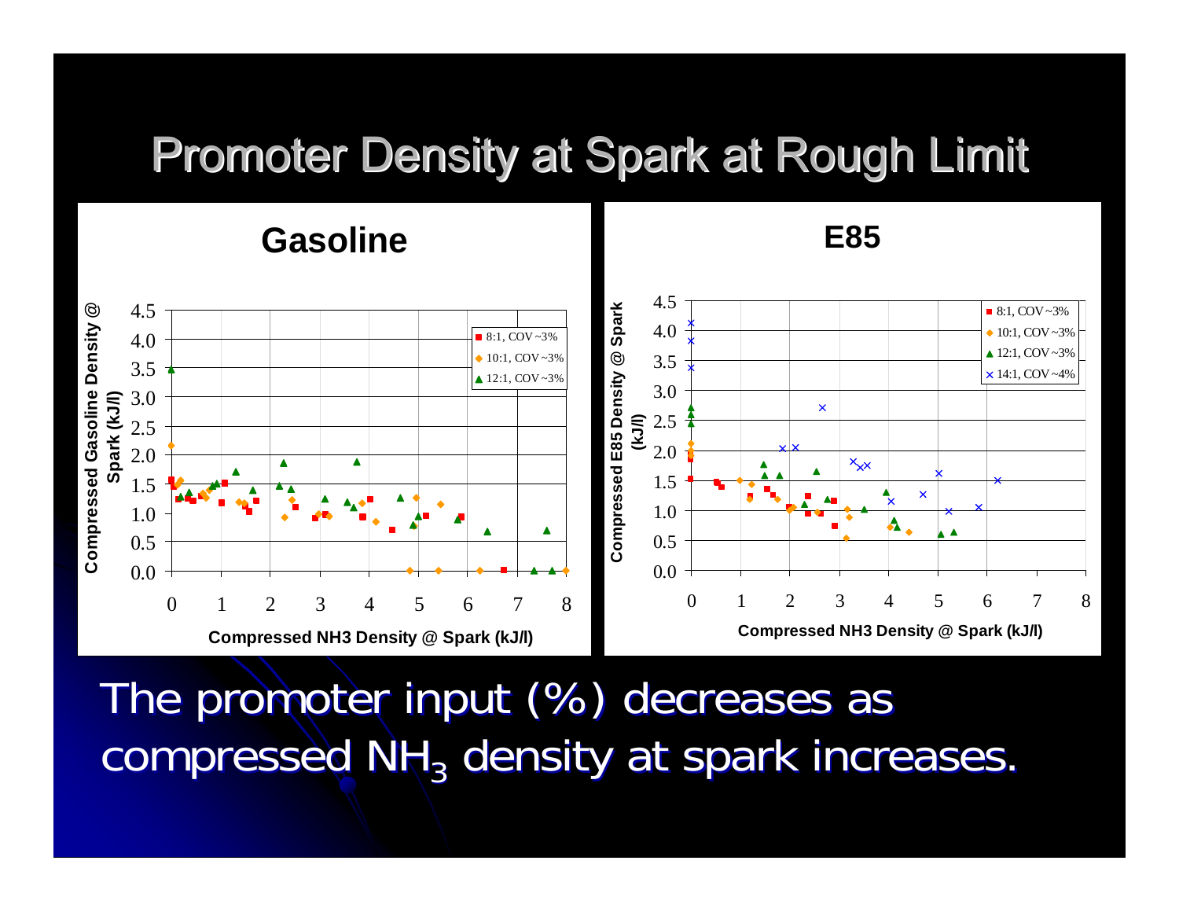# Promoter Density at Spark at Rough Limit

**Gasoline**

Compressed Gasoline Density @ Spark (kJ/l) vs. Compressed NH3 Density @ Spark (kJ/l)

Legend: 8:1, COV ~3%; 10:1, COV ~3%; 12:1, COV ~3%

**E85**

Compressed E85 Density @ Spark (kJ/l) vs. Compressed NH3 Density @ Spark (kJ/l)

Legend: 8:1, COV ~3%; 10:1, COV ~3%; 12:1, COV ~3%; 14:1, COV ~4%

The promoter input (%) decreases as compressed $NH_3$ density at spark increases.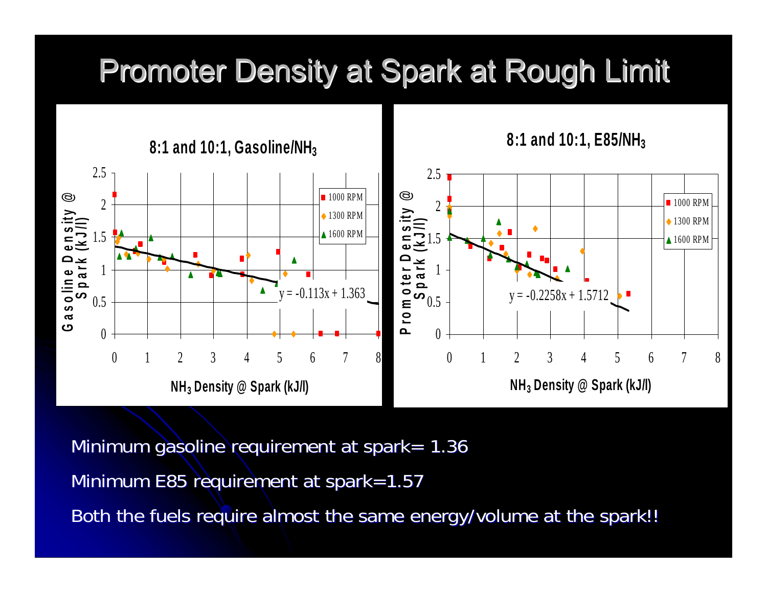# Promoter Density at Spark at Rough Limit

**8:1 and 10:1, Gasoline/$NH_3$**

Gasoline Density @ Spark (kJ/l)

$NH_3$ Density @ Spark (kJ/l)

Legend: 1000 RPM, 1300 RPM, 1600 RPM

$y = -0.113x + 1.363$

**8:1 and 10:1, E85/$NH_3$**

Promoter Density @ Spark (kJ/l)

$NH_3$ Density @ Spark (kJ/l)

Legend: 1000 RPM, 1300 RPM, 1600 RPM

$y = -0.2258x + 1.5712$

Minimum gasoline requirement at spark= 1.36

Minimum E85 requirement at spark=1.57

Both the fuels require almost the same energy/volume at the spark!!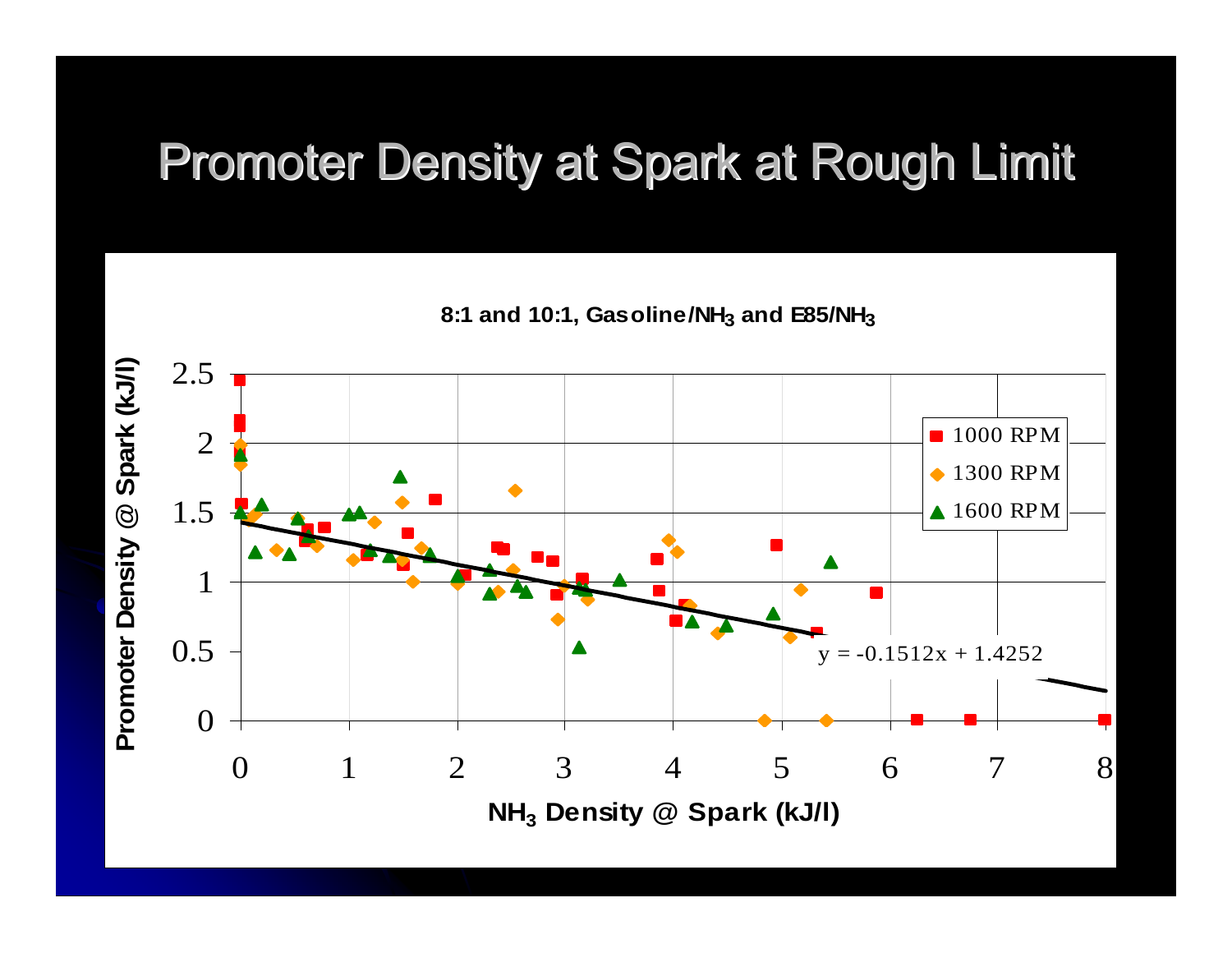# Promoter Density at Spark at Rough Limit

**8:1 and 10:1, Gasoline/$NH_3$ and E85/$NH_3$**

Promoter Density @ Spark (kJ/l)

$NH_3$ Density @ Spark (kJ/l)

- 1000 RPM
- 1300 RPM
- 1600 RPM

y = -0.1512x + 1.4252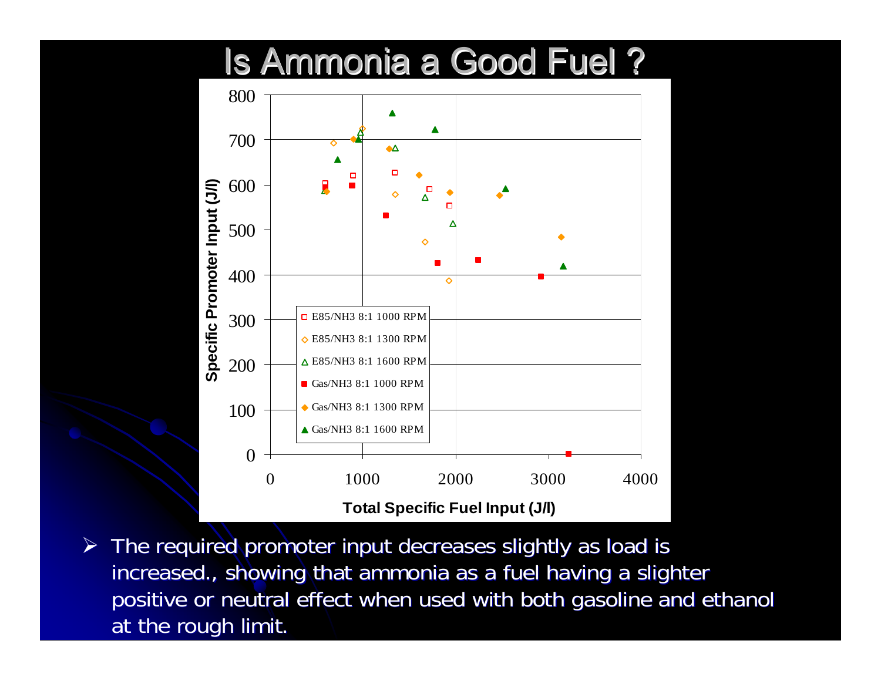# Is Ammonia a Good Fuel ?

- The required promoter input decreases slightly as load is increased., showing that ammonia as a fuel having a slighter positive or neutral effect when used with both gasoline and ethanol at the rough limit.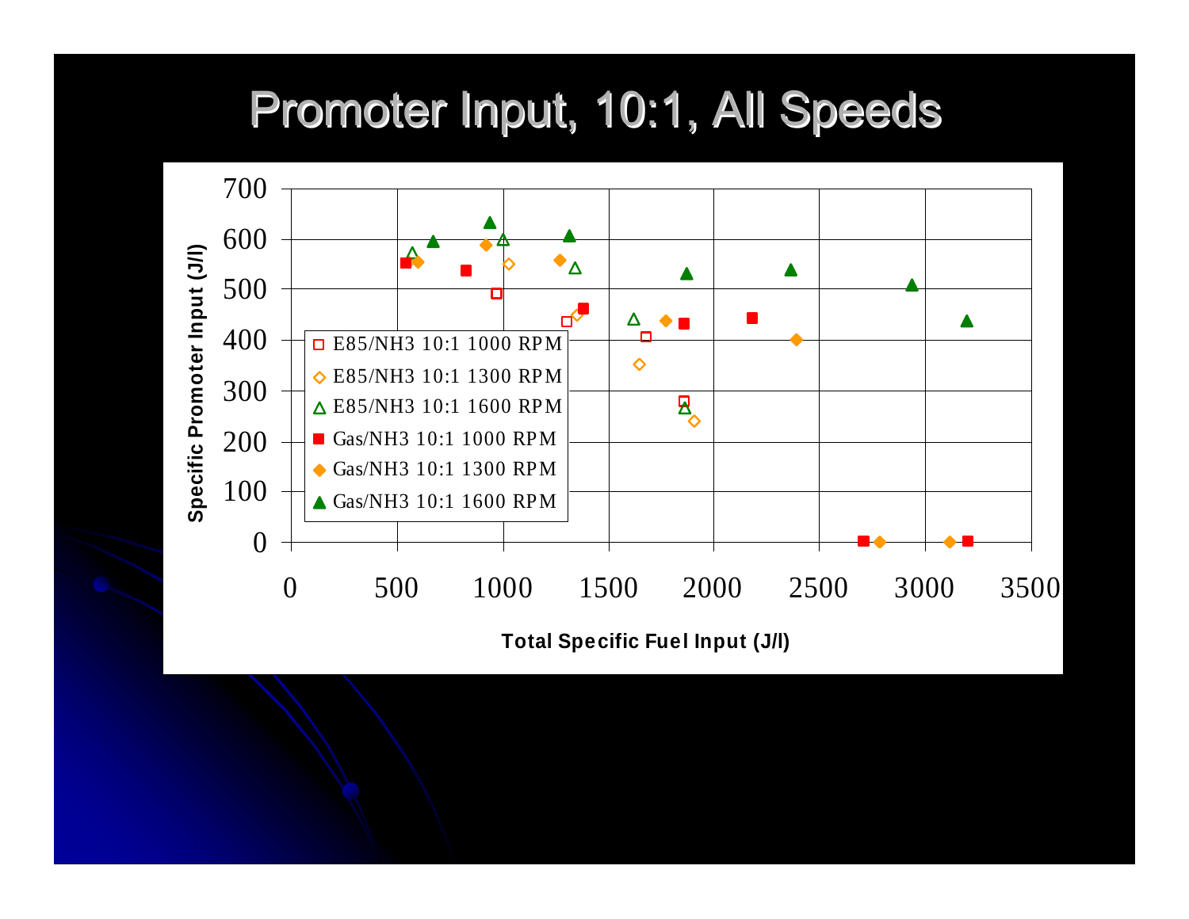# Promoter Input, 10:1, All Speeds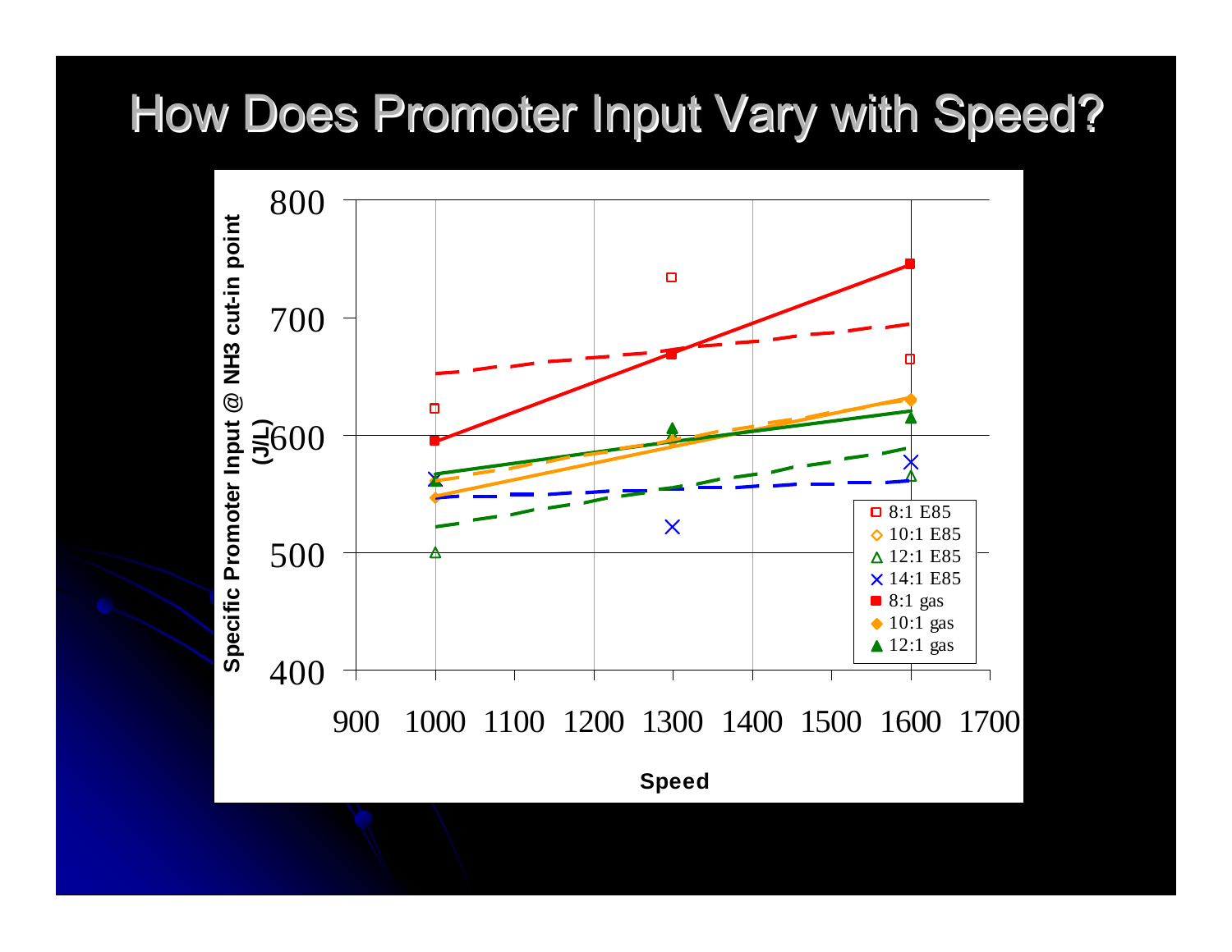# How Does Promoter Input Vary with Speed?

Specific Promoter Input @ NH3 cut-in point (J/L)

Speed

- 8:1 E85
- 10:1 E85
- 12:1 E85
- 14:1 E85
- 8:1 gas
- 10:1 gas
- 12:1 gas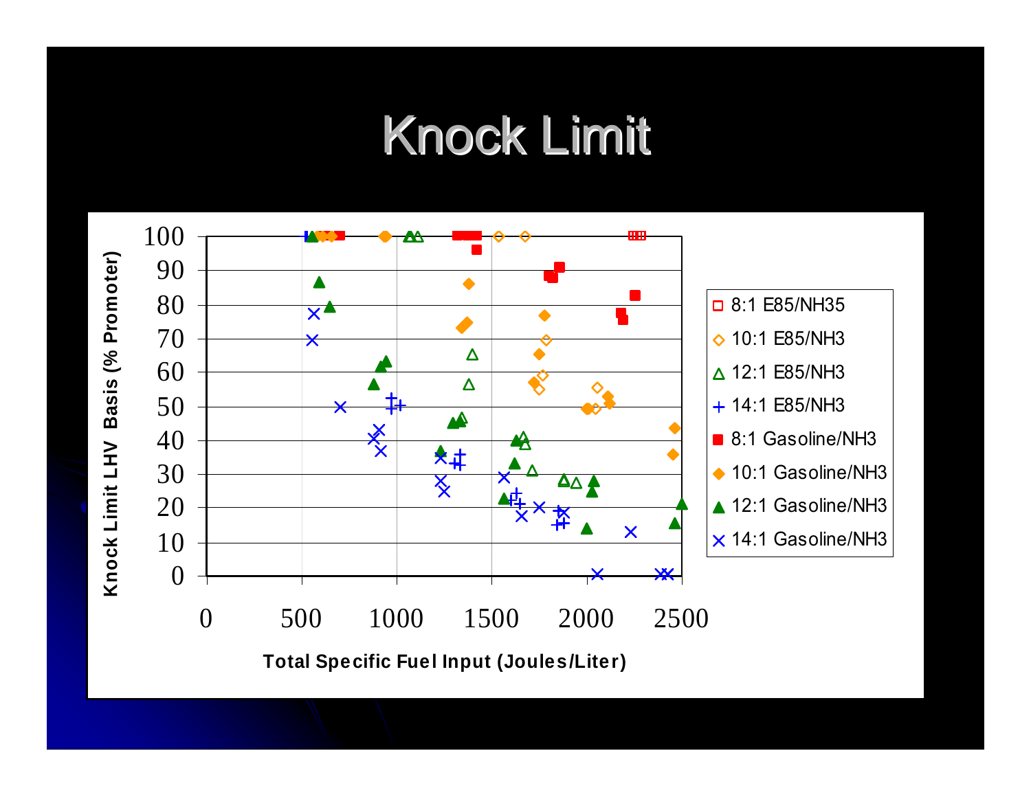# Knock Limit

Knock Limit LHV Basis (% Promoter)

Total Specific Fuel Input (Joules/Liter)

- 8:1 E85/NH35
- 10:1 E85/NH3
- 12:1 E85/NH3
- 14:1 E85/NH3
- 8:1 Gasoline/NH3
- 10:1 Gasoline/NH3
- 12:1 Gasoline/NH3
- 14:1 Gasoline/NH3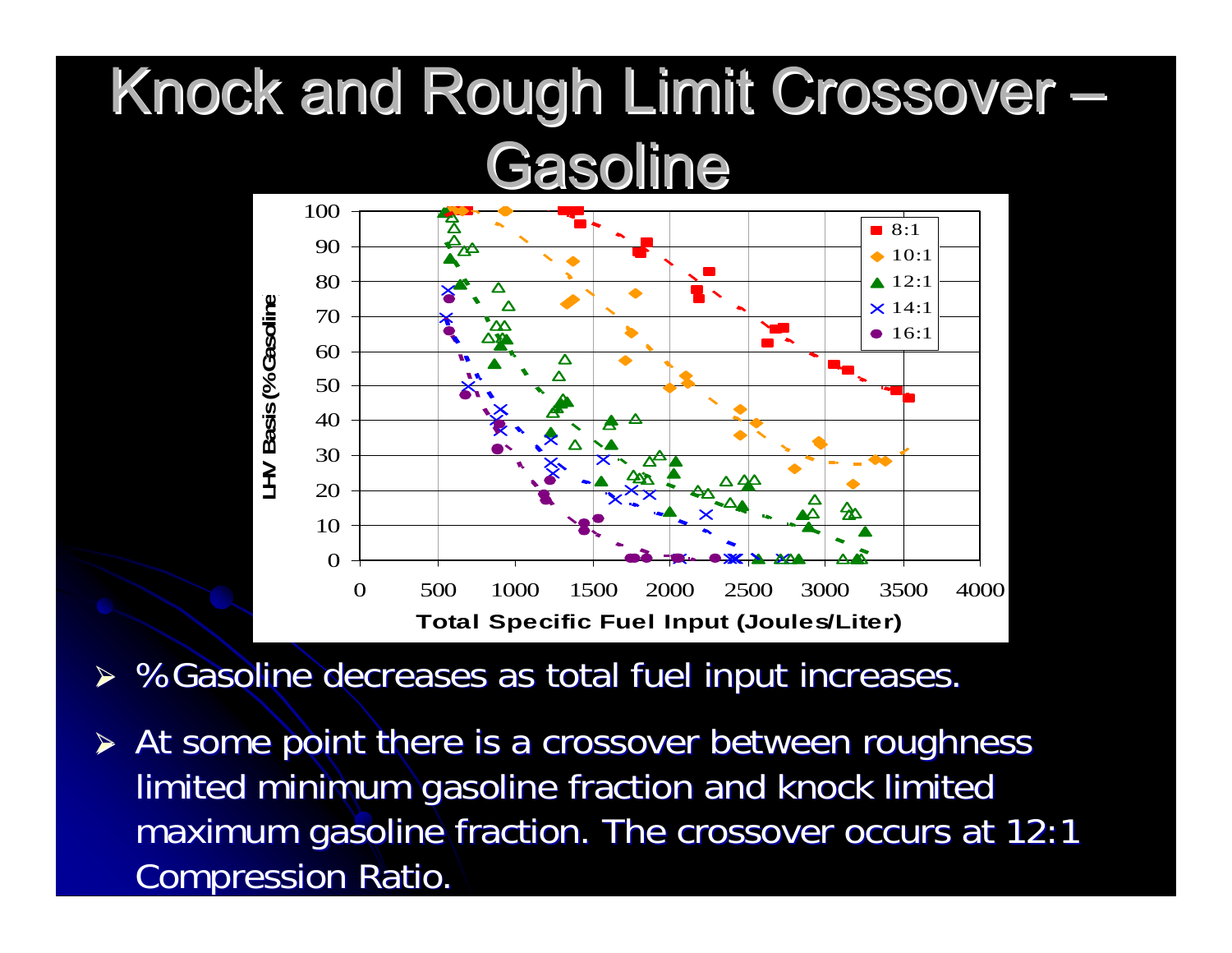# Knock and Rough Limit Crossover – Gasoline

- %Gasoline decreases as total fuel input increases.
- At some point there is a crossover between roughness limited minimum gasoline fraction and knock limited maximum gasoline fraction. The crossover occurs at 12:1 Compression Ratio.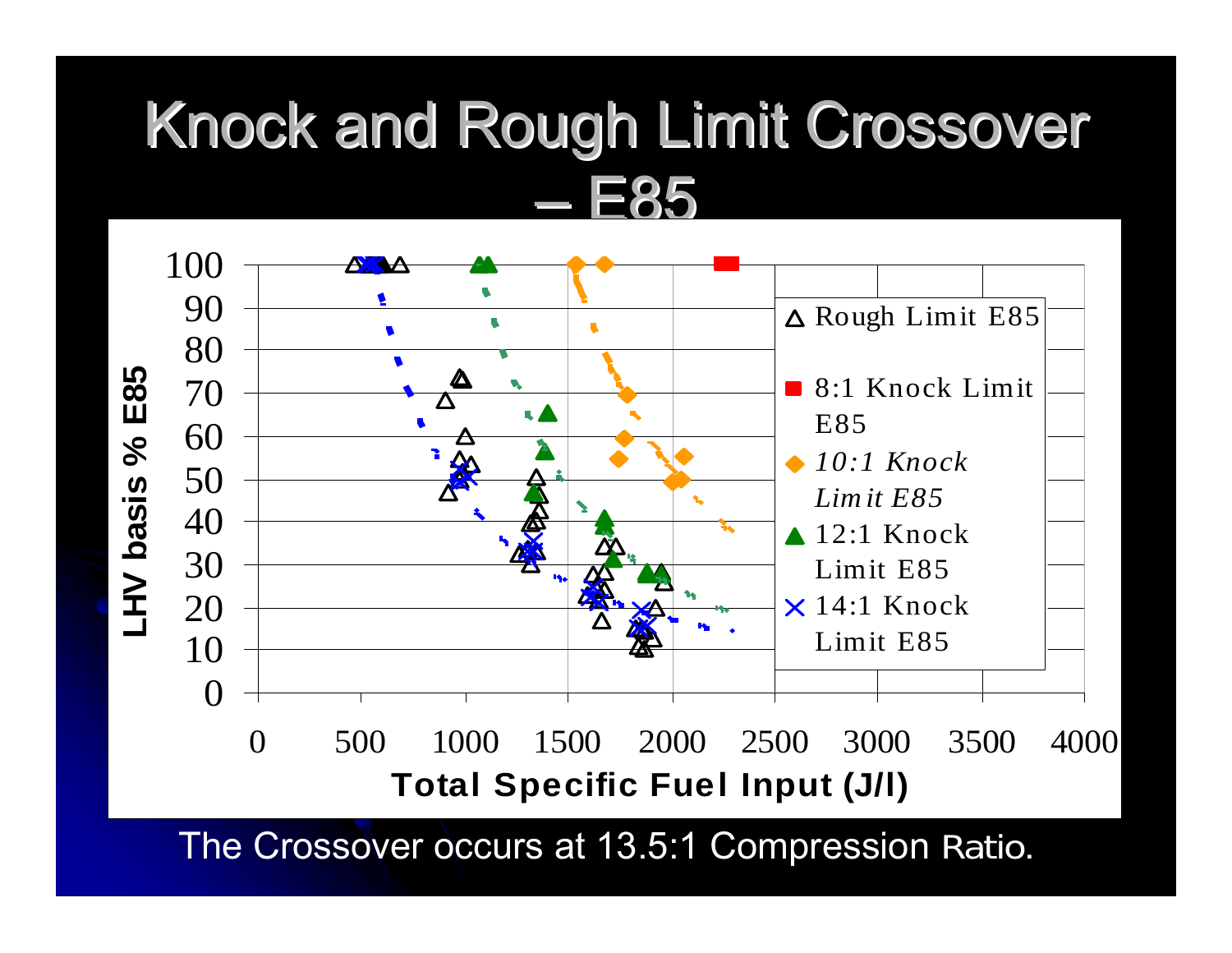# Knock and Rough Limit Crossover – E85

LHV basis % E85 vs. Total Specific Fuel Input (J/l)

- Rough Limit E85
- 8:1 Knock Limit E85
- *10:1 Knock Limit E85*
- 12:1 Knock Limit E85
- 14:1 Knock Limit E85

The Crossover occurs at 13.5:1 Compression Ratio.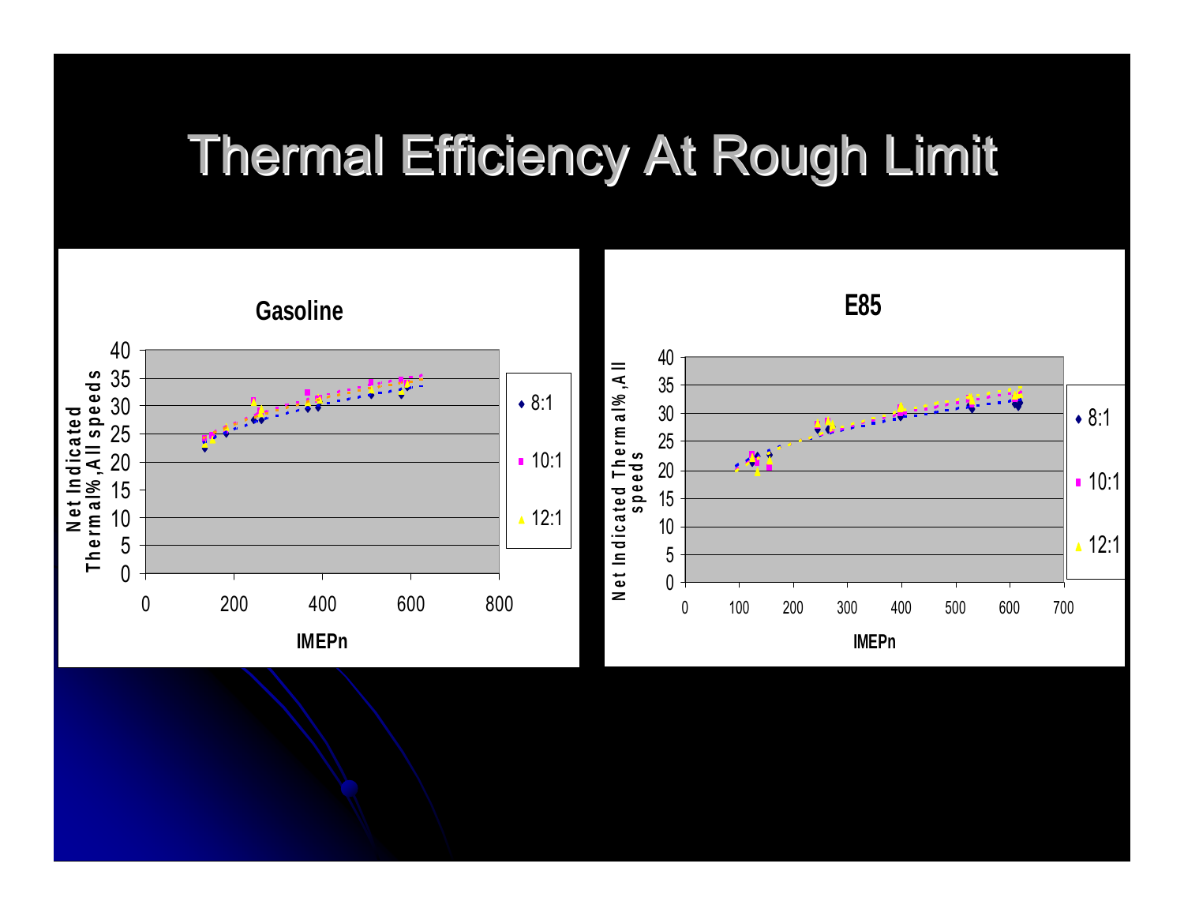# Thermal Efficiency At Rough Limit

**Gasoline**

Net Indicated Thermal%, All speeds

IMEPn

- 8:1
- 10:1
- 12:1

**E85**

Net Indicated Thermal%, All speeds

IMEPn

- 8:1
- 10:1
- 12:1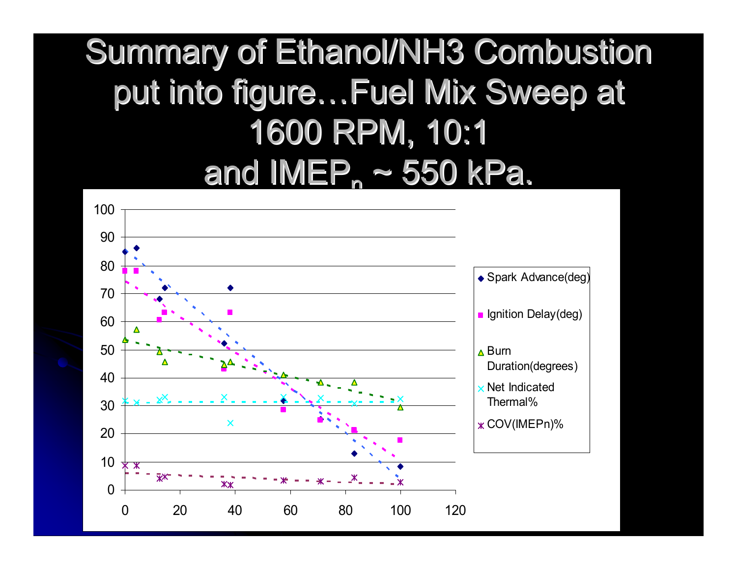# Summary of Ethanol/NH3 Combustion put into figure…Fuel Mix Sweep at 1600 RPM, 10:1 and $IMEP_n$ ~ 550 kPa.

Legend:
- Spark Advance(deg)
- Ignition Delay(deg)
- Burn Duration(degrees)
- Net Indicated Thermal%
- COV(IMEPn)%

Y-axis: 0–100; X-axis: 0–120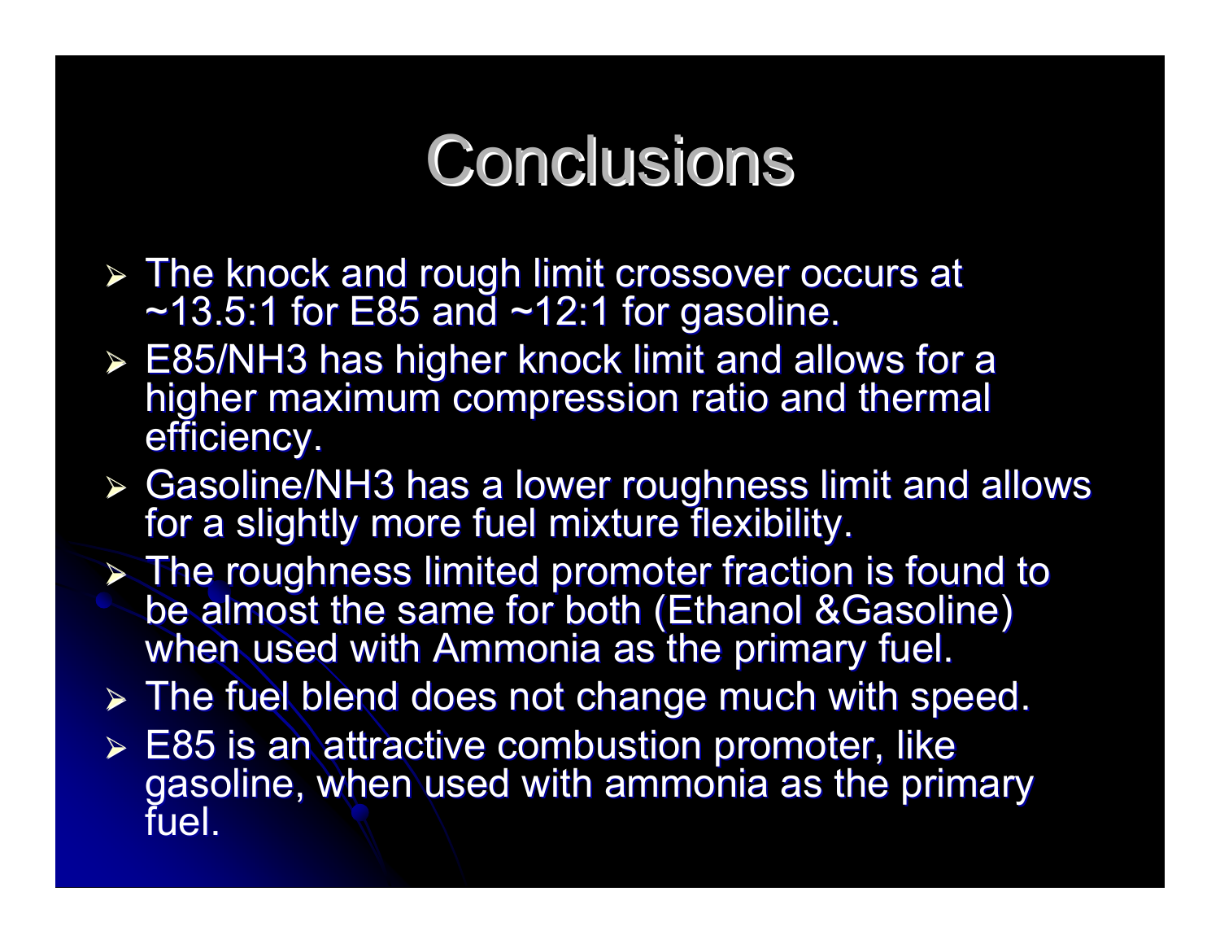# Conclusions

- The knock and rough limit crossover occurs at ~13.5:1 for E85 and ~12:1 for gasoline.
- E85/$NH_3$ has higher knock limit and allows for a higher maximum compression ratio and thermal efficiency.
- Gasoline/$NH_3$ has a lower roughness limit and allows for a slightly more fuel mixture flexibility.
- The roughness limited promoter fraction is found to be almost the same for both (Ethanol &Gasoline) when used with Ammonia as the primary fuel.
- The fuel blend does not change much with speed.
- E85 is an attractive combustion promoter, like gasoline, when used with ammonia as the primary fuel.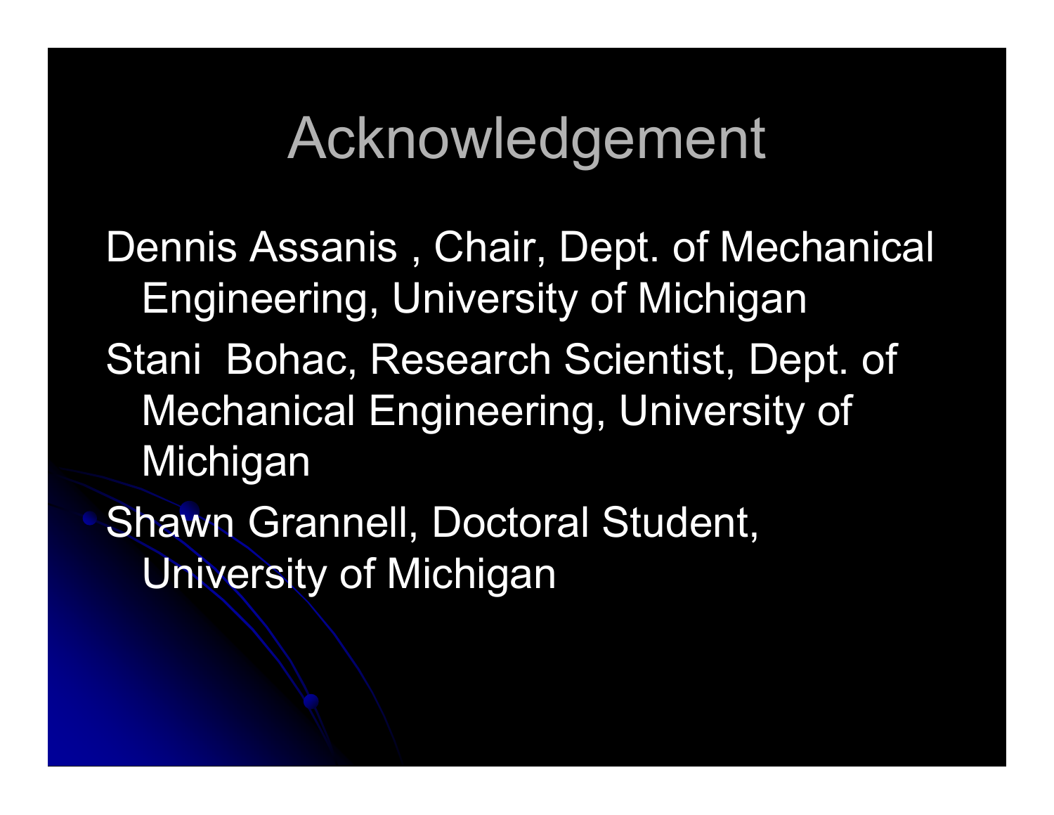# Acknowledgement

Dennis Assanis , Chair, Dept. of Mechanical Engineering, University of Michigan

Stani Bohac, Research Scientist, Dept. of Mechanical Engineering, University of Michigan

Shawn Grannell, Doctoral Student, University of Michigan